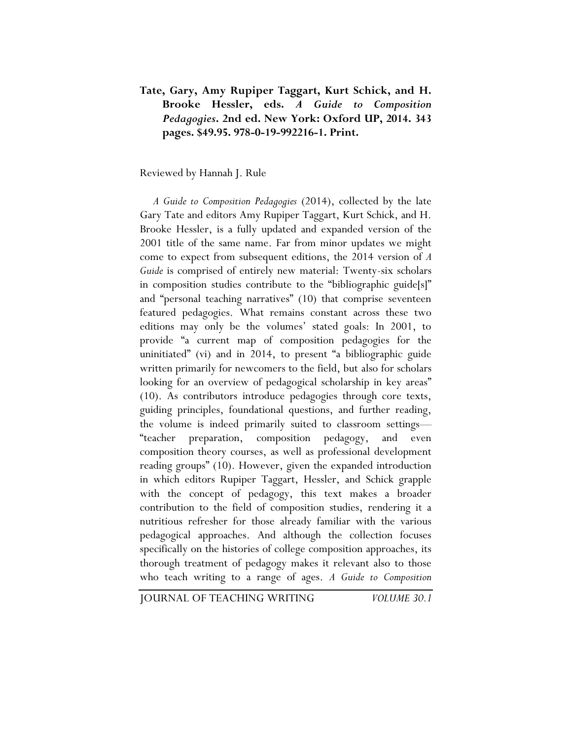**Tate, Gary, Amy Rupiper Taggart, Kurt Schick, and H. Brooke Hessler, eds. *A Guide to Composition Pedagogies*. 2nd ed. New York: Oxford UP, 2014. 343 pages. $49.95. 978-0-19-992216-1. Print.**

Reviewed by Hannah J. Rule

*A Guide to Composition Pedagogies* (2014), collected by the late Gary Tate and editors Amy Rupiper Taggart, Kurt Schick, and H. Brooke Hessler, is a fully updated and expanded version of the 2001 title of the same name. Far from minor updates we might come to expect from subsequent editions, the 2014 version of *A Guide* is comprised of entirely new material: Twenty-six scholars in composition studies contribute to the "bibliographic guide[s]" and "personal teaching narratives" (10) that comprise seventeen featured pedagogies. What remains constant across these two editions may only be the volumes' stated goals: In 2001, to provide "a current map of composition pedagogies for the uninitiated" (vi) and in 2014, to present "a bibliographic guide written primarily for newcomers to the field, but also for scholars looking for an overview of pedagogical scholarship in key areas" (10). As contributors introduce pedagogies through core texts, guiding principles, foundational questions, and further reading, the volume is indeed primarily suited to classroom settings—"teacher preparation, composition pedagogy, and even composition theory courses, as well as professional development reading groups" (10). However, given the expanded introduction in which editors Rupiper Taggart, Hessler, and Schick grapple with the concept of pedagogy, this text makes a broader contribution to the field of composition studies, rendering it a nutritious refresher for those already familiar with the various pedagogical approaches. And although the collection focuses specifically on the histories of college composition approaches, its thorough treatment of pedagogy makes it relevant also to those who teach writing to a range of ages. *A Guide to Composition*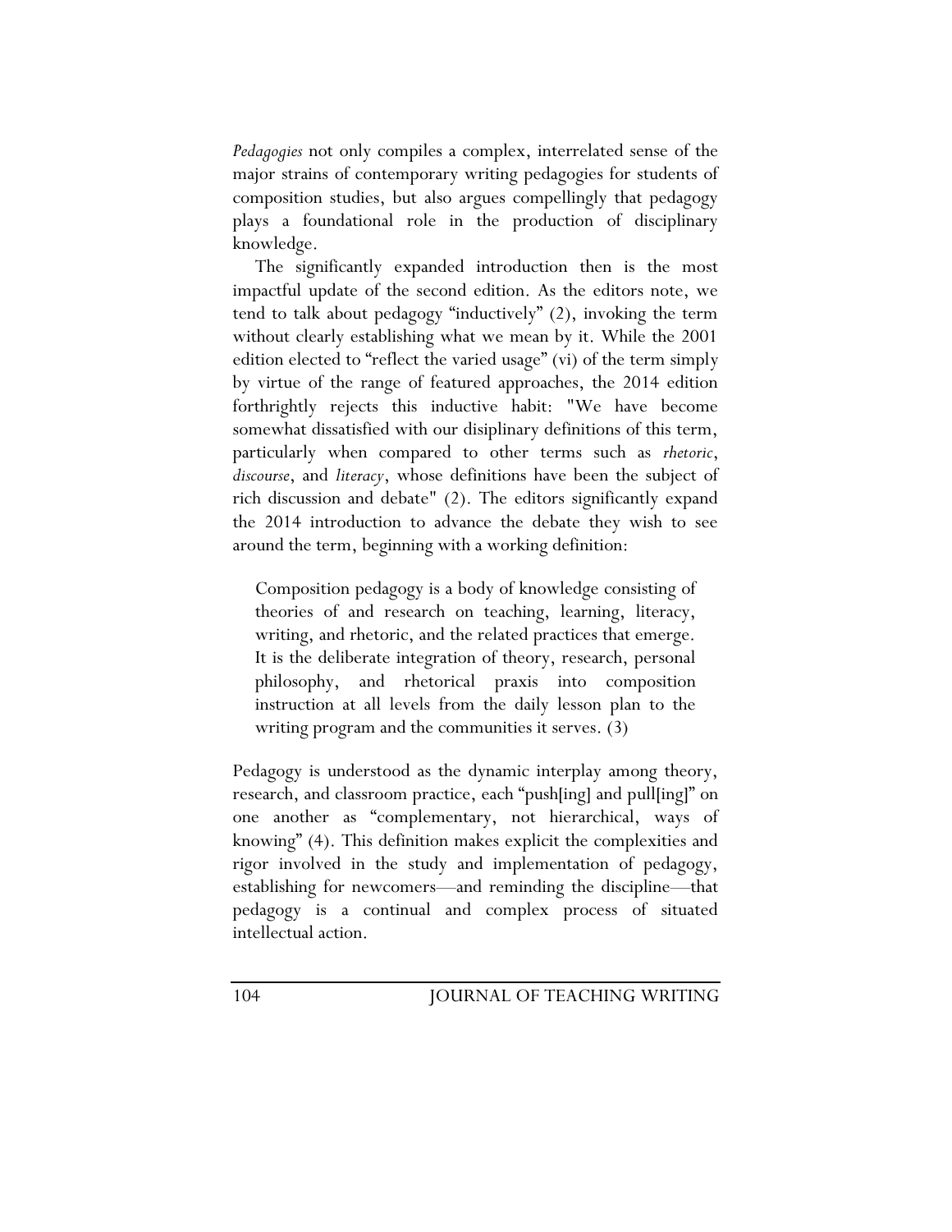*Pedagogies* not only compiles a complex, interrelated sense of the major strains of contemporary writing pedagogies for students of composition studies, but also argues compellingly that pedagogy plays a foundational role in the production of disciplinary knowledge.

The significantly expanded introduction then is the most impactful update of the second edition. As the editors note, we tend to talk about pedagogy "inductively" (2), invoking the term without clearly establishing what we mean by it. While the 2001 edition elected to "reflect the varied usage" (vi) of the term simply by virtue of the range of featured approaches, the 2014 edition forthrightly rejects this inductive habit: "We have become somewhat dissatisfied with our disiplinary definitions of this term, particularly when compared to other terms such as *rhetoric*, *discourse*, and *literacy*, whose definitions have been the subject of rich discussion and debate" (2). The editors significantly expand the 2014 introduction to advance the debate they wish to see around the term, beginning with a working definition:

> Composition pedagogy is a body of knowledge consisting of theories of and research on teaching, learning, literacy, writing, and rhetoric, and the related practices that emerge. It is the deliberate integration of theory, research, personal philosophy, and rhetorical praxis into composition instruction at all levels from the daily lesson plan to the writing program and the communities it serves. (3)

Pedagogy is understood as the dynamic interplay among theory, research, and classroom practice, each "push[ing] and pull[ing]" on one another as "complementary, not hierarchical, ways of knowing" (4). This definition makes explicit the complexities and rigor involved in the study and implementation of pedagogy, establishing for newcomers—and reminding the discipline—that pedagogy is a continual and complex process of situated intellectual action.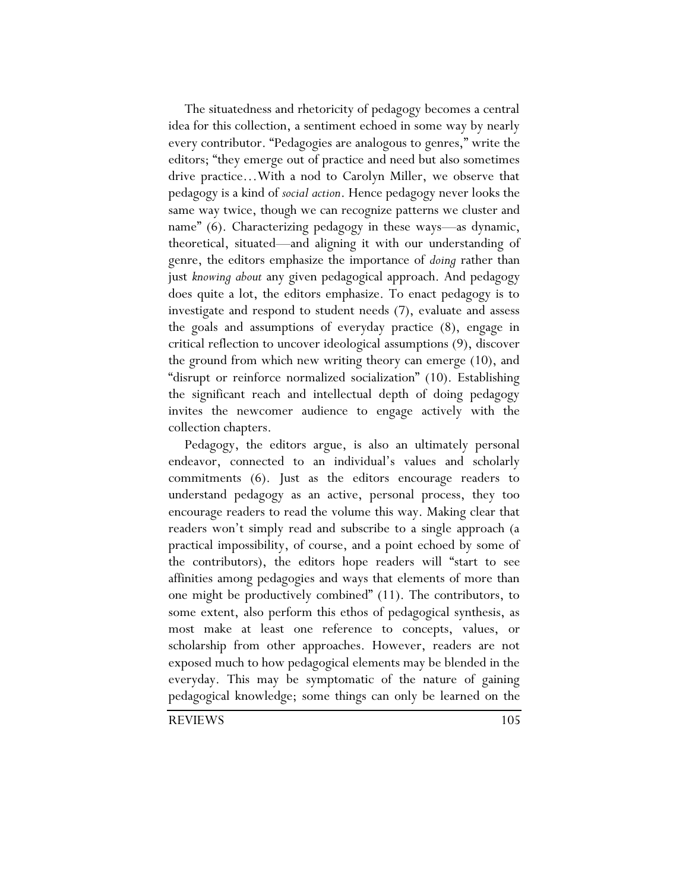The situatedness and rhetoricity of pedagogy becomes a central idea for this collection, a sentiment echoed in some way by nearly every contributor. "Pedagogies are analogous to genres," write the editors; "they emerge out of practice and need but also sometimes drive practice…With a nod to Carolyn Miller, we observe that pedagogy is a kind of *social action*. Hence pedagogy never looks the same way twice, though we can recognize patterns we cluster and name" (6). Characterizing pedagogy in these ways—as dynamic, theoretical, situated—and aligning it with our understanding of genre, the editors emphasize the importance of *doing* rather than just *knowing about* any given pedagogical approach. And pedagogy does quite a lot, the editors emphasize. To enact pedagogy is to investigate and respond to student needs (7), evaluate and assess the goals and assumptions of everyday practice (8), engage in critical reflection to uncover ideological assumptions (9), discover the ground from which new writing theory can emerge (10), and "disrupt or reinforce normalized socialization" (10). Establishing the significant reach and intellectual depth of doing pedagogy invites the newcomer audience to engage actively with the collection chapters.

Pedagogy, the editors argue, is also an ultimately personal endeavor, connected to an individual's values and scholarly commitments (6). Just as the editors encourage readers to understand pedagogy as an active, personal process, they too encourage readers to read the volume this way. Making clear that readers won't simply read and subscribe to a single approach (a practical impossibility, of course, and a point echoed by some of the contributors), the editors hope readers will "start to see affinities among pedagogies and ways that elements of more than one might be productively combined" (11). The contributors, to some extent, also perform this ethos of pedagogical synthesis, as most make at least one reference to concepts, values, or scholarship from other approaches. However, readers are not exposed much to how pedagogical elements may be blended in the everyday. This may be symptomatic of the nature of gaining pedagogical knowledge; some things can only be learned on the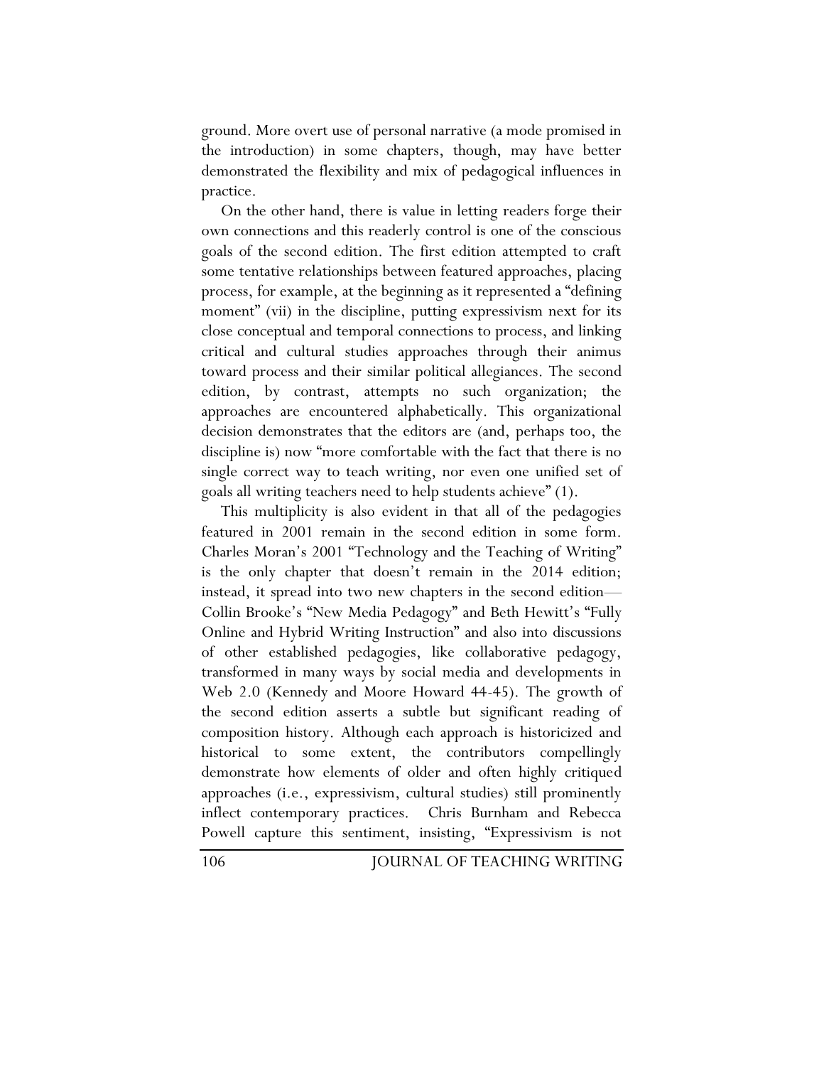ground. More overt use of personal narrative (a mode promised in the introduction) in some chapters, though, may have better demonstrated the flexibility and mix of pedagogical influences in practice.

On the other hand, there is value in letting readers forge their own connections and this readerly control is one of the conscious goals of the second edition. The first edition attempted to craft some tentative relationships between featured approaches, placing process, for example, at the beginning as it represented a "defining moment" (vii) in the discipline, putting expressivism next for its close conceptual and temporal connections to process, and linking critical and cultural studies approaches through their animus toward process and their similar political allegiances. The second edition, by contrast, attempts no such organization; the approaches are encountered alphabetically. This organizational decision demonstrates that the editors are (and, perhaps too, the discipline is) now "more comfortable with the fact that there is no single correct way to teach writing, nor even one unified set of goals all writing teachers need to help students achieve" (1).

This multiplicity is also evident in that all of the pedagogies featured in 2001 remain in the second edition in some form. Charles Moran's 2001 "Technology and the Teaching of Writing" is the only chapter that doesn't remain in the 2014 edition; instead, it spread into two new chapters in the second edition—Collin Brooke's "New Media Pedagogy" and Beth Hewitt's "Fully Online and Hybrid Writing Instruction" and also into discussions of other established pedagogies, like collaborative pedagogy, transformed in many ways by social media and developments in Web 2.0 (Kennedy and Moore Howard 44-45). The growth of the second edition asserts a subtle but significant reading of composition history. Although each approach is historicized and historical to some extent, the contributors compellingly demonstrate how elements of older and often highly critiqued approaches (i.e., expressivism, cultural studies) still prominently inflect contemporary practices. Chris Burnham and Rebecca Powell capture this sentiment, insisting, "Expressivism is not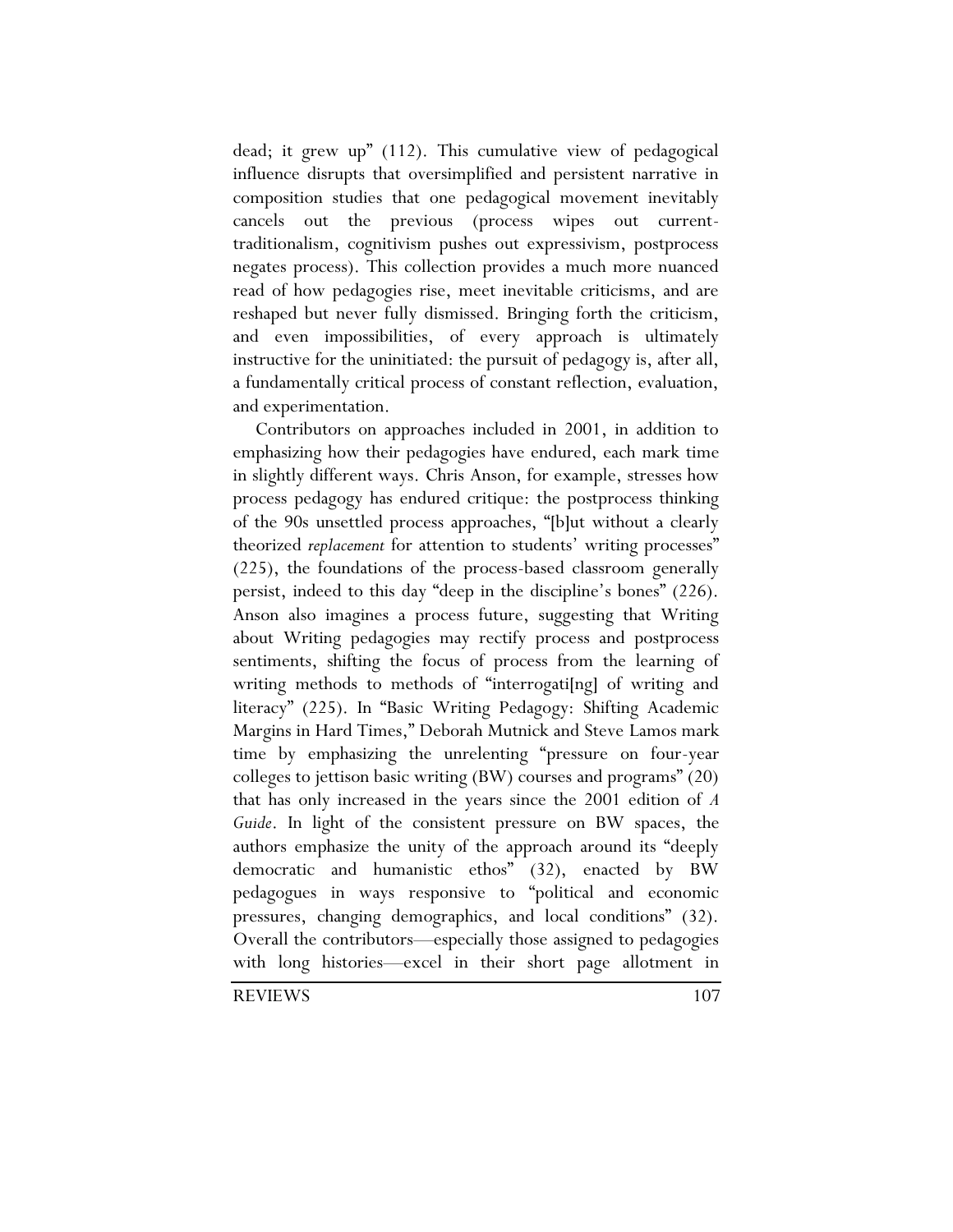dead; it grew up" (112). This cumulative view of pedagogical influence disrupts that oversimplified and persistent narrative in composition studies that one pedagogical movement inevitably cancels out the previous (process wipes out current-traditionalism, cognitivism pushes out expressivism, postprocess negates process). This collection provides a much more nuanced read of how pedagogies rise, meet inevitable criticisms, and are reshaped but never fully dismissed. Bringing forth the criticism, and even impossibilities, of every approach is ultimately instructive for the uninitiated: the pursuit of pedagogy is, after all, a fundamentally critical process of constant reflection, evaluation, and experimentation.

Contributors on approaches included in 2001, in addition to emphasizing how their pedagogies have endured, each mark time in slightly different ways. Chris Anson, for example, stresses how process pedagogy has endured critique: the postprocess thinking of the 90s unsettled process approaches, "[b]ut without a clearly theorized *replacement* for attention to students' writing processes" (225), the foundations of the process-based classroom generally persist, indeed to this day "deep in the discipline's bones" (226). Anson also imagines a process future, suggesting that Writing about Writing pedagogies may rectify process and postprocess sentiments, shifting the focus of process from the learning of writing methods to methods of "interrogati[ng] of writing and literacy" (225). In "Basic Writing Pedagogy: Shifting Academic Margins in Hard Times," Deborah Mutnick and Steve Lamos mark time by emphasizing the unrelenting "pressure on four-year colleges to jettison basic writing (BW) courses and programs" (20) that has only increased in the years since the 2001 edition of *A Guide*. In light of the consistent pressure on BW spaces, the authors emphasize the unity of the approach around its "deeply democratic and humanistic ethos" (32), enacted by BW pedagogues in ways responsive to "political and economic pressures, changing demographics, and local conditions" (32). Overall the contributors—especially those assigned to pedagogies with long histories—excel in their short page allotment in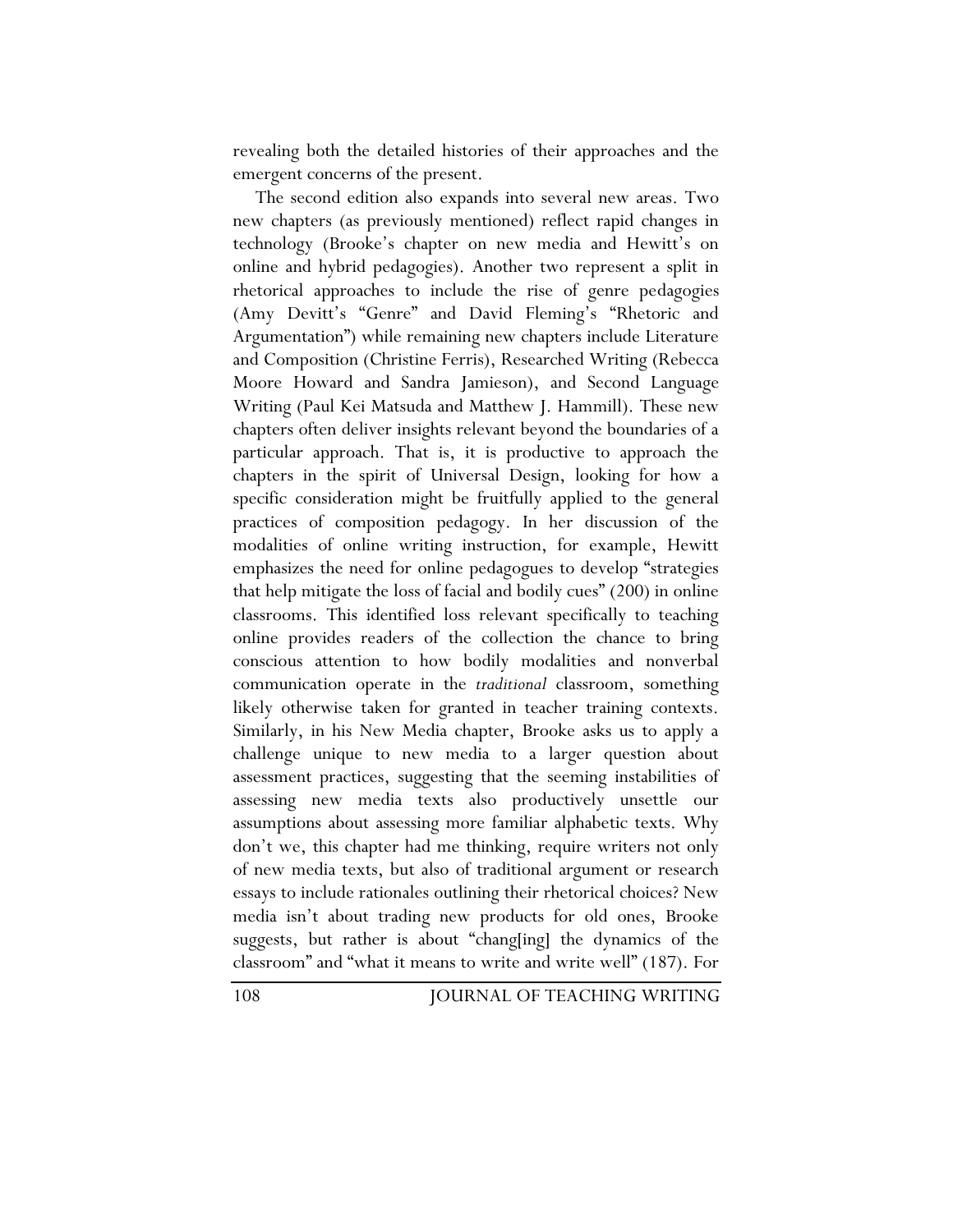revealing both the detailed histories of their approaches and the emergent concerns of the present.

The second edition also expands into several new areas. Two new chapters (as previously mentioned) reflect rapid changes in technology (Brooke's chapter on new media and Hewitt's on online and hybrid pedagogies). Another two represent a split in rhetorical approaches to include the rise of genre pedagogies (Amy Devitt's "Genre" and David Fleming's "Rhetoric and Argumentation") while remaining new chapters include Literature and Composition (Christine Ferris), Researched Writing (Rebecca Moore Howard and Sandra Jamieson), and Second Language Writing (Paul Kei Matsuda and Matthew J. Hammill). These new chapters often deliver insights relevant beyond the boundaries of a particular approach. That is, it is productive to approach the chapters in the spirit of Universal Design, looking for how a specific consideration might be fruitfully applied to the general practices of composition pedagogy. In her discussion of the modalities of online writing instruction, for example, Hewitt emphasizes the need for online pedagogues to develop "strategies that help mitigate the loss of facial and bodily cues" (200) in online classrooms. This identified loss relevant specifically to teaching online provides readers of the collection the chance to bring conscious attention to how bodily modalities and nonverbal communication operate in the *traditional* classroom, something likely otherwise taken for granted in teacher training contexts. Similarly, in his New Media chapter, Brooke asks us to apply a challenge unique to new media to a larger question about assessment practices, suggesting that the seeming instabilities of assessing new media texts also productively unsettle our assumptions about assessing more familiar alphabetic texts. Why don't we, this chapter had me thinking, require writers not only of new media texts, but also of traditional argument or research essays to include rationales outlining their rhetorical choices? New media isn't about trading new products for old ones, Brooke suggests, but rather is about "chang[ing] the dynamics of the classroom" and "what it means to write and write well" (187). For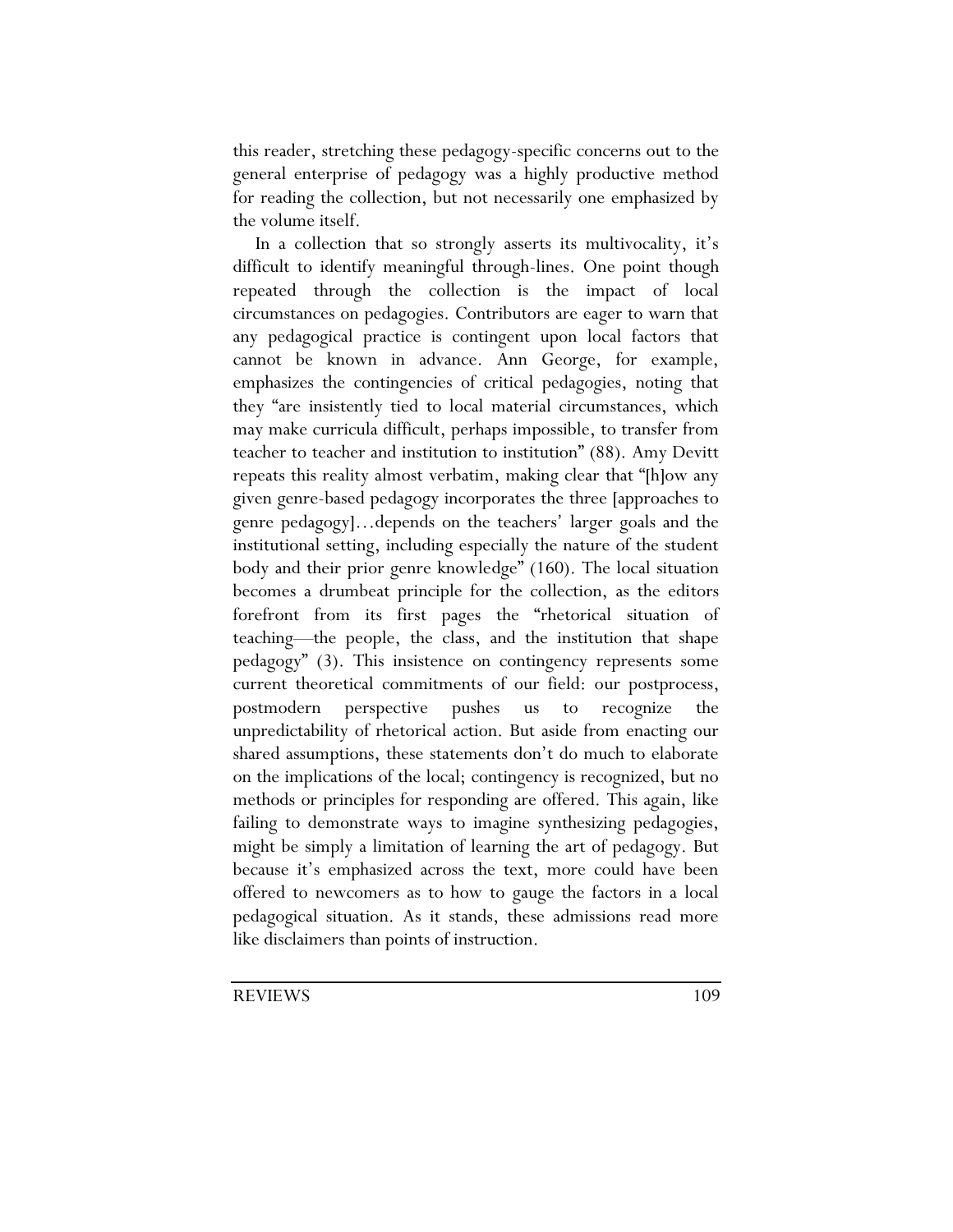this reader, stretching these pedagogy-specific concerns out to the general enterprise of pedagogy was a highly productive method for reading the collection, but not necessarily one emphasized by the volume itself.

In a collection that so strongly asserts its multivocality, it's difficult to identify meaningful through-lines. One point though repeated through the collection is the impact of local circumstances on pedagogies. Contributors are eager to warn that any pedagogical practice is contingent upon local factors that cannot be known in advance. Ann George, for example, emphasizes the contingencies of critical pedagogies, noting that they "are insistently tied to local material circumstances, which may make curricula difficult, perhaps impossible, to transfer from teacher to teacher and institution to institution" (88). Amy Devitt repeats this reality almost verbatim, making clear that "[h]ow any given genre-based pedagogy incorporates the three [approaches to genre pedagogy]…depends on the teachers' larger goals and the institutional setting, including especially the nature of the student body and their prior genre knowledge" (160). The local situation becomes a drumbeat principle for the collection, as the editors forefront from its first pages the "rhetorical situation of teaching—the people, the class, and the institution that shape pedagogy" (3). This insistence on contingency represents some current theoretical commitments of our field: our postprocess, postmodern perspective pushes us to recognize the unpredictability of rhetorical action. But aside from enacting our shared assumptions, these statements don't do much to elaborate on the implications of the local; contingency is recognized, but no methods or principles for responding are offered. This again, like failing to demonstrate ways to imagine synthesizing pedagogies, might be simply a limitation of learning the art of pedagogy. But because it's emphasized across the text, more could have been offered to newcomers as to how to gauge the factors in a local pedagogical situation. As it stands, these admissions read more like disclaimers than points of instruction.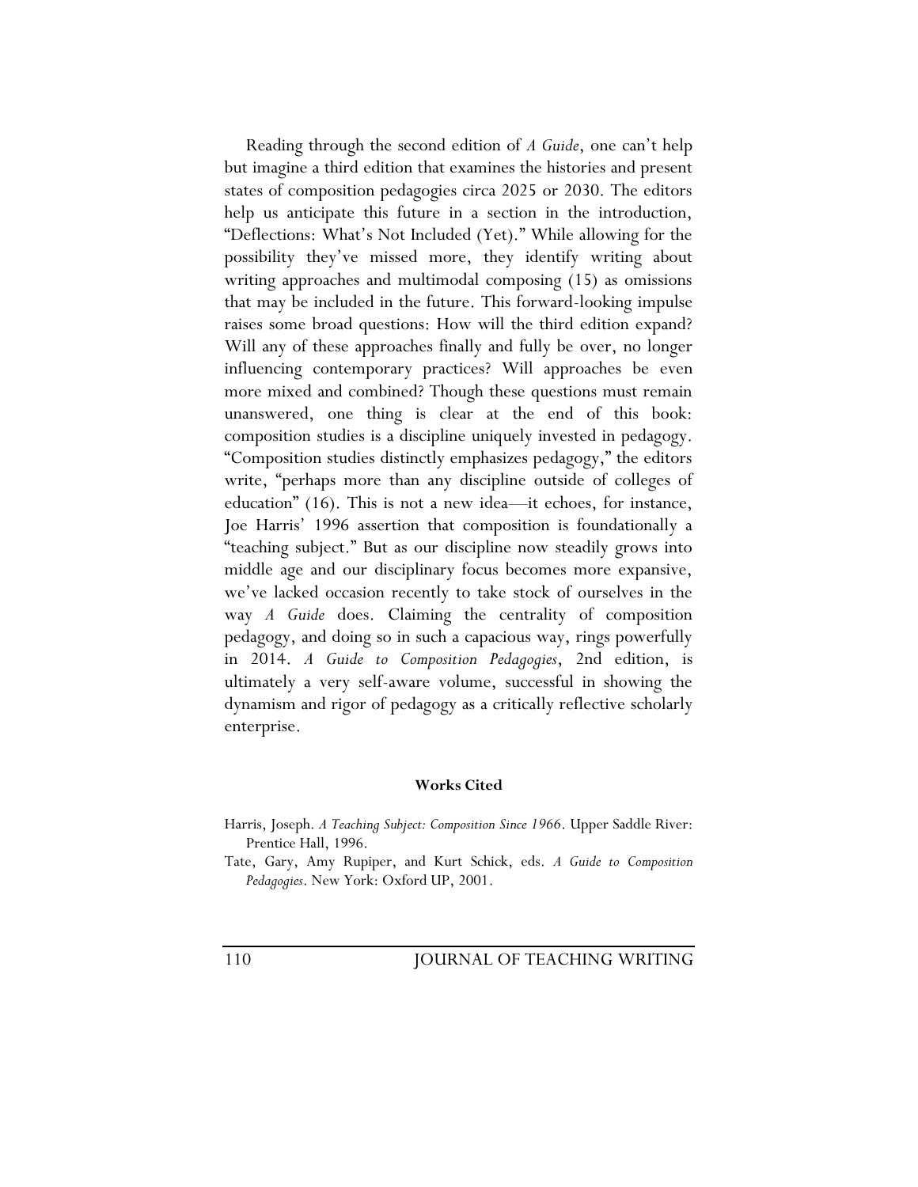Reading through the second edition of *A Guide*, one can't help but imagine a third edition that examines the histories and present states of composition pedagogies circa 2025 or 2030. The editors help us anticipate this future in a section in the introduction, "Deflections: What's Not Included (Yet)." While allowing for the possibility they've missed more, they identify writing about writing approaches and multimodal composing (15) as omissions that may be included in the future. This forward-looking impulse raises some broad questions: How will the third edition expand? Will any of these approaches finally and fully be over, no longer influencing contemporary practices? Will approaches be even more mixed and combined? Though these questions must remain unanswered, one thing is clear at the end of this book: composition studies is a discipline uniquely invested in pedagogy. "Composition studies distinctly emphasizes pedagogy," the editors write, "perhaps more than any discipline outside of colleges of education" (16). This is not a new idea—it echoes, for instance, Joe Harris' 1996 assertion that composition is foundationally a "teaching subject." But as our discipline now steadily grows into middle age and our disciplinary focus becomes more expansive, we've lacked occasion recently to take stock of ourselves in the way *A Guide* does. Claiming the centrality of composition pedagogy, and doing so in such a capacious way, rings powerfully in 2014. *A Guide to Composition Pedagogies*, 2nd edition, is ultimately a very self-aware volume, successful in showing the dynamism and rigor of pedagogy as a critically reflective scholarly enterprise.

#### Works Cited

Harris, Joseph. *A Teaching Subject: Composition Since 1966*. Upper Saddle River: Prentice Hall, 1996.

Tate, Gary, Amy Rupiper, and Kurt Schick, eds. *A Guide to Composition Pedagogies*. New York: Oxford UP, 2001.